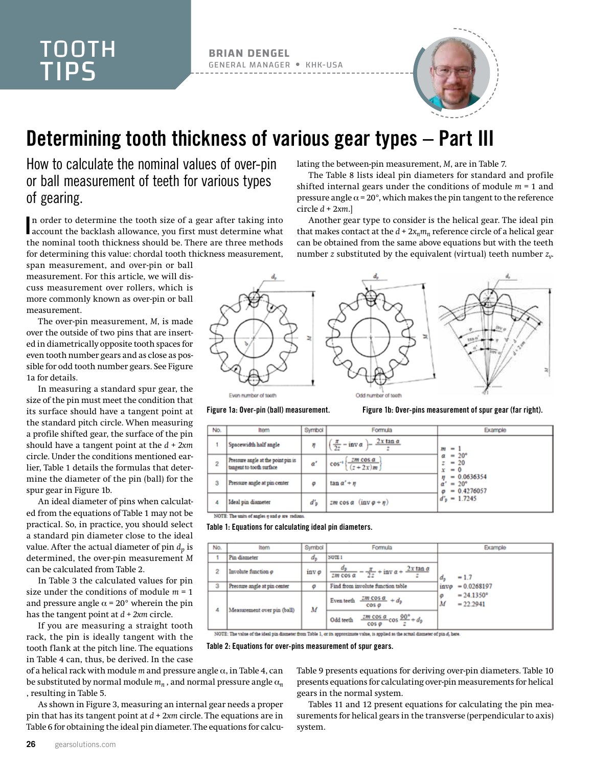# Determining tooth thickness of various gear types – Part III

**BRIAN DENGEL**
GENERAL MANAGER • KHK-USA

## How to calculate the nominal values of over-pin or ball measurement of teeth for various types of gearing.

In order to determine the tooth size of a gear after taking into account the backlash allowance, you first must determine what the nominal tooth thickness should be. There are three methods for determining this value: chordal tooth thickness measurement, span measurement, and over-pin or ball measurement. For this article, we will discuss measurement over rollers, which is more commonly known as over-pin or ball measurement.

The over-pin measurement, $M$, is made over the outside of two pins that are inserted in diametrically opposite tooth spaces for even tooth number gears and as close as possible for odd tooth number gears. See Figure 1a for details.

In measuring a standard spur gear, the size of the pin must meet the condition that its surface should have a tangent point at the standard pitch circle. When measuring a profile shifted gear, the surface of the pin should have a tangent point at the $d + 2xm$ circle. Under the conditions mentioned earlier, Table 1 details the formulas that determine the diameter of the pin (ball) for the spur gear in Figure 1b.

An ideal diameter of pins when calculated from the equations of Table 1 may not be practical. So, in practice, you should select a standard pin diameter close to the ideal value. After the actual diameter of pin $d_p$ is determined, the over-pin measurement $M$ can be calculated from Table 2.

In Table 3 the calculated values for pin size under the conditions of module $m = 1$ and pressure angle $\alpha = 20°$ wherein the pin has the tangent point at $d + 2xm$ circle.

If you are measuring a straight tooth rack, the pin is ideally tangent with the tooth flank at the pitch line. The equations in Table 4 can, thus, be derived. In the case of a helical rack with module $m$ and pressure angle $\alpha$, in Table 4, can be substituted by normal module $m_n$, and normal pressure angle $\alpha_n$, resulting in Table 5.

As shown in Figure 3, measuring an internal gear needs a proper pin that has its tangent point at $d + 2xm$ circle. The equations are in Table 6 for obtaining the ideal pin diameter. The equations for calculating the between-pin measurement, $M$, are in Table 7.

The Table 8 lists ideal pin diameters for standard and profile shifted internal gears under the conditions of module $m = 1$ and pressure angle $\alpha = 20°$, which makes the pin tangent to the reference circle $d + 2xm$.]

Another gear type to consider is the helical gear. The ideal pin that makes contact at the $d + 2x_n m_n$ reference circle of a helical gear can be obtained from the same above equations but with the teeth number $z$ substituted by the equivalent (virtual) teeth number $z_v$.

Figure 1a: Over-pin (ball) measurement.

Figure 1b: Over-pins measurement of spur gear (far right).

| No. | Item | Symbol | Formula | Example |
|---|---|---|---|---|
| 1 | Spacewidth half angle | $\eta$ | $\left(\frac{\pi}{2z} - \text{inv}\,\alpha\right) - \frac{2x\tan\alpha}{z}$ | $m = 1$<br>$\alpha = 20°$<br>$z = 20$<br>$x = 0$<br>$\eta = 0.0636354$<br>$\alpha' = 20°$<br>$\varphi = 0.4276057$<br>$d'_p = 1.7245$ |
| 2 | Pressure angle at the point pin is tangent to tooth surface | $\alpha'$ | $\cos^{-1}\left\{\frac{zm\cos\alpha}{(z+2x)m}\right\}$ | |
| 3 | Pressure angle at pin center | $\varphi$ | $\tan\alpha' + \eta$ | |
| 4 | Ideal pin diameter | $d'_p$ | $zm\cos\alpha\,(\text{inv}\,\varphi + \eta)$ | |

NOTE: The units of angles $\eta$ and $\varphi$ are radians.

Table 1: Equations for calculating ideal pin diameters.

| No. | Item | Symbol | Formula | | Example |
|---|---|---|---|---|---|
| 1 | Pin diameter | $d_p$ | NOTE 1 | | $d_p = 1.7$<br>$\text{inv}\varphi = 0.0268197$<br>$\varphi = 24.1350°$<br>$M = 22.2941$ |
| 2 | Involute function $\varphi$ | $\text{inv}\,\varphi$ | $\frac{d_p}{zm\cos\alpha} - \frac{\pi}{2z} + \text{inv}\,\alpha + \frac{2x\tan\alpha}{z}$ | | |
| 3 | Pressure angle at pin center | $\varphi$ | Find from involute function table | | |
| 4 | Measurement over pin (ball) | $M$ | Even teeth | $\frac{zm\cos\alpha}{\cos\varphi} + d_p$ | |
| | | | Odd teeth | $\frac{zm\cos\alpha}{\cos\varphi}\cos\frac{90°}{z} + d_p$ | |

NOTE: The value of the ideal pin diameter from Table 1, or its approximate value, is applied as the actual diameter of pin $d_p$ here.

Table 2: Equations for over-pins measurement of spur gears.

Table 9 presents equations for deriving over-pin diameters. Table 10 presents equations for calculating over-pin measurements for helical gears in the normal system.

Tables 11 and 12 present equations for calculating the pin measurements for helical gears in the transverse (perpendicular to axis) system.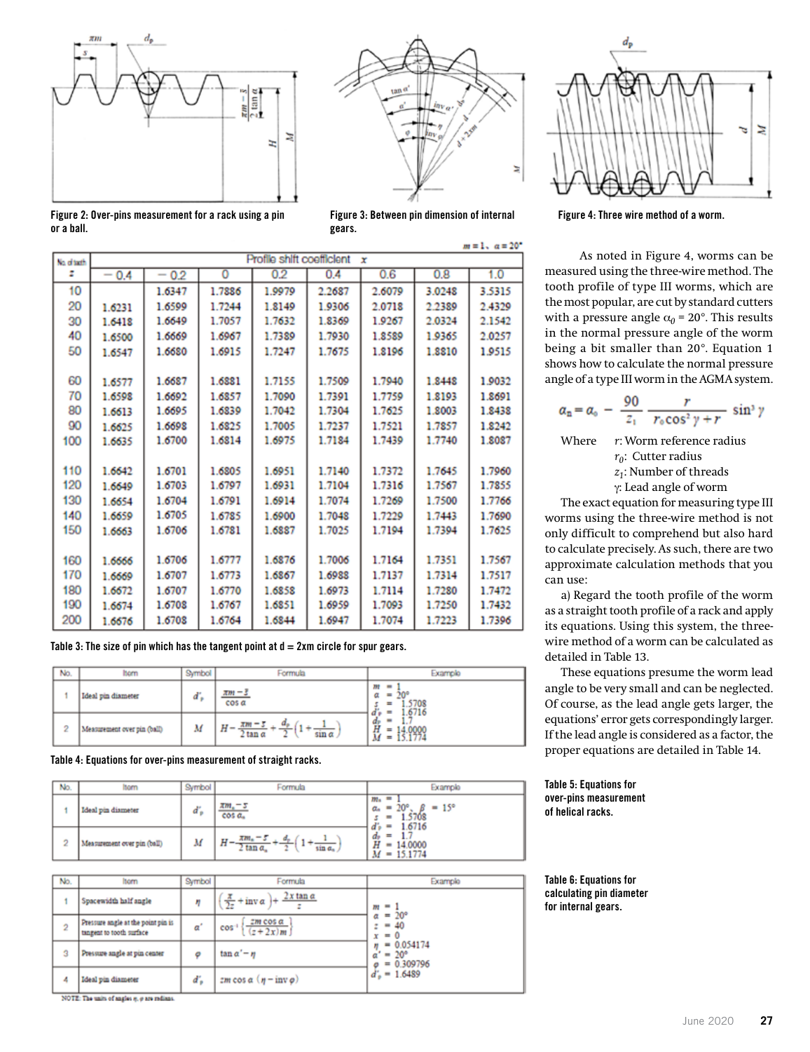Figure 2: Over-pins measurement for a rack using a pin or a ball.

Figure 3: Between pin dimension of internal gears.

Figure 4: Three wire method of a worm.

$m = 1,\ \alpha = 20°$

| No. of teeth | Profile shift coefficient $x$ | | | | | | | |
|---|---|---|---|---|---|---|---|---|
| $z$ | −0.4 | −0.2 | 0 | 0.2 | 0.4 | 0.6 | 0.8 | 1.0 |
| 10 | | 1.6347 | 1.7886 | 1.9979 | 2.2687 | 2.6079 | 3.0248 | 3.5315 |
| 20 | 1.6231 | 1.6599 | 1.7244 | 1.8149 | 1.9306 | 2.0718 | 2.2389 | 2.4329 |
| 30 | 1.6418 | 1.6649 | 1.7057 | 1.7632 | 1.8369 | 1.9267 | 2.0324 | 2.1542 |
| 40 | 1.6500 | 1.6669 | 1.6967 | 1.7389 | 1.7930 | 1.8589 | 1.9365 | 2.0257 |
| 50 | 1.6547 | 1.6680 | 1.6915 | 1.7247 | 1.7675 | 1.8196 | 1.8810 | 1.9515 |
| 60 | 1.6577 | 1.6687 | 1.6881 | 1.7155 | 1.7509 | 1.7940 | 1.8448 | 1.9032 |
| 70 | 1.6598 | 1.6692 | 1.6857 | 1.7090 | 1.7391 | 1.7759 | 1.8193 | 1.8691 |
| 80 | 1.6613 | 1.6695 | 1.6839 | 1.7042 | 1.7304 | 1.7625 | 1.8003 | 1.8438 |
| 90 | 1.6625 | 1.6698 | 1.6825 | 1.7005 | 1.7237 | 1.7521 | 1.7857 | 1.8242 |
| 100 | 1.6635 | 1.6700 | 1.6814 | 1.6975 | 1.7184 | 1.7439 | 1.7740 | 1.8087 |
| 110 | 1.6642 | 1.6701 | 1.6805 | 1.6951 | 1.7140 | 1.7372 | 1.7645 | 1.7960 |
| 120 | 1.6649 | 1.6703 | 1.6797 | 1.6931 | 1.7104 | 1.7316 | 1.7567 | 1.7855 |
| 130 | 1.6654 | 1.6704 | 1.6791 | 1.6914 | 1.7074 | 1.7269 | 1.7500 | 1.7766 |
| 140 | 1.6659 | 1.6705 | 1.6785 | 1.6900 | 1.7048 | 1.7229 | 1.7443 | 1.7690 |
| 150 | 1.6663 | 1.6706 | 1.6781 | 1.6887 | 1.7025 | 1.7194 | 1.7394 | 1.7625 |
| 160 | 1.6666 | 1.6706 | 1.6777 | 1.6876 | 1.7006 | 1.7164 | 1.7351 | 1.7567 |
| 170 | 1.6669 | 1.6707 | 1.6773 | 1.6867 | 1.6988 | 1.7137 | 1.7314 | 1.7517 |
| 180 | 1.6672 | 1.6707 | 1.6770 | 1.6858 | 1.6973 | 1.7114 | 1.7280 | 1.7472 |
| 190 | 1.6674 | 1.6708 | 1.6767 | 1.6851 | 1.6959 | 1.7093 | 1.7250 | 1.7432 |
| 200 | 1.6676 | 1.6708 | 1.6764 | 1.6844 | 1.6947 | 1.7074 | 1.7223 | 1.7396 |

Table 3: The size of pin which has the tangent point at d = 2xm circle for spur gears.

| No. | Item | Symbol | Formula | Example |
|---|---|---|---|---|
| 1 | Ideal pin diameter | $d'_p$ | $\dfrac{\pi m - s}{\cos\alpha}$ | $m = 1$, $\alpha = 20°$, $s = 1.5708$, $d'_p = 1.6716$ |
| 2 | Measurement over pin (ball) | $M$ | $H - \dfrac{\pi m - s}{2\tan\alpha} + \dfrac{d_p}{2}\left(1 + \dfrac{1}{\sin\alpha}\right)$ | $d_p = 1.7$, $H = 14.0000$, $M = 15.1774$ |

Table 4: Equations for over-pins measurement of straight racks.

| No. | Item | Symbol | Formula | Example |
|---|---|---|---|---|
| 1 | Ideal pin diameter | $d'_p$ | $\dfrac{\pi m_n - s}{\cos\alpha_n}$ | $m_n = 1$, $\alpha_n = 20°$, $\beta = 15°$, $s = 1.5708$, $d'_p = 1.6716$ |
| 2 | Measurement over pin (ball) | $M$ | $H - \dfrac{\pi m_n - s}{2\tan\alpha_n} + \dfrac{d_p}{2}\left(1 + \dfrac{1}{\sin\alpha_n}\right)$ | $d_p = 1.7$, $H = 14.0000$, $M = 15.1774$ |

Table 5: Equations for over-pins measurement of helical racks.

| No. | Item | Symbol | Formula | Example |
|---|---|---|---|---|
| 1 | Spacewidth half angle | $\eta$ | $\left(\dfrac{\pi}{2z} + \text{inv}\,\alpha\right) + \dfrac{2x\tan\alpha}{z}$ | $m = 1$, $\alpha = 20°$, $z = 40$, $x = 0$ |
| 2 | Pressure angle at the point pin is tangent to tooth surface | $\alpha'$ | $\cos^{-1}\left\{\dfrac{zm\cos\alpha}{(z+2x)m}\right\}$ | $\eta = 0.054174$, $\alpha' = 20°$ |
| 3 | Pressure angle at pin center | $\varphi$ | $\tan\alpha' - \eta$ | $\varphi = 0.309796$ |
| 4 | Ideal pin diameter | $d'_p$ | $zm\cos\alpha\,(\eta - \text{inv}\,\varphi)$ | $d'_p = 1.6489$ |

NOTE: The units of angles $\eta$, $\varphi$ are radians.

Table 6: Equations for calculating pin diameter for internal gears.

As noted in Figure 4, worms can be measured using the three-wire method. The tooth profile of type III worms, which are the most popular, are cut by standard cutters with a pressure angle $\alpha_0 = 20°$. This results in the normal pressure angle of the worm being a bit smaller than 20°. Equation 1 shows how to calculate the normal pressure angle of a type III worm in the AGMA system.

$$\alpha_n = \alpha_0 - \frac{90}{z_1}\,\frac{r}{r_0\cos^2\gamma + r}\,\sin^3\gamma$$

Where $r$: Worm reference radius
$r_0$: Cutter radius
$z_1$: Number of threads
$\gamma$: Lead angle of worm

The exact equation for measuring type III worms using the three-wire method is not only difficult to comprehend but also hard to calculate precisely. As such, there are two approximate calculation methods that you can use:

a) Regard the tooth profile of the worm as a straight tooth profile of a rack and apply its equations. Using this system, the three-wire method of a worm can be calculated as detailed in Table 13.

These equations presume the worm lead angle to be very small and can be neglected. Of course, as the lead angle gets larger, the equations' error gets correspondingly larger. If the lead angle is considered as a factor, the proper equations are detailed in Table 14.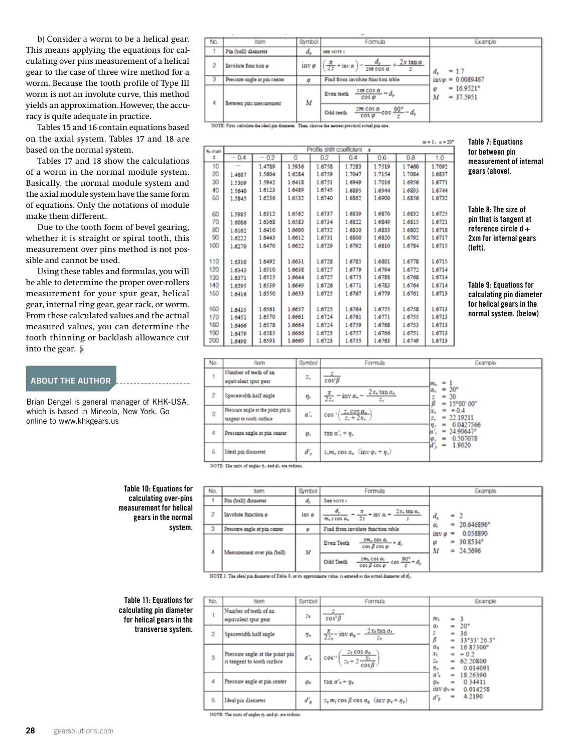b) Consider a worm to be a helical gear. This means applying the equations for calculating over pins measurement of a helical gear to the case of three wire method for a worm. Because the tooth profile of Type III worm is not an involute curve, this method yields an approximation. However, the accuracy is quite adequate in practice.

Tables 15 and 16 contain equations based on the axial system. Tables 17 and 18 are based on the normal system.

Tables 17 and 18 show the calculations of a worm in the normal module system. Basically, the normal module system and the axial module system have the same form of equations. Only the notations of module make them different.

Due to the tooth form of bevel gearing, whether it is straight or spiral tooth, this measurement over pins method is not possible and cannot be used.

Using these tables and formulas, you will be able to determine the proper over-rollers measurement for your spur gear, helical gear, internal ring gear, gear rack, or worm. From these calculated values and the actual measured values, you can determine the tooth thinning or backlash allowance cut into the gear.

## ABOUT THE AUTHOR

Brian Dengel is general manager of KHK-USA, which is based in Mineola, New York. Go online to www.khkgears.us

**Table 7: Equations for between pin measurement of internal gears (above).**

| No. | Item | Symbol | Formula | | Example |
|---|---|---|---|---|---|
| 1 | Pin (ball) diameter | $d_p$ | see NOTE 1 | | $d_p = 1.7$ |
| 2 | Involute function $\varphi$ | $\text{inv}\,\varphi$ | $\left(\frac{\pi}{2z} + \text{inv}\,\alpha\right) - \frac{d_p}{zm\cos\alpha} + \frac{2x\tan\alpha}{z}$ | | $\text{inv}\varphi = 0.0089467$ |
| 3 | Pressure angle at pin center | $\varphi$ | Find from involute function table | | $\varphi = 16.9521°$ |
| 4 | Between pins measurement | $M$ | Even teeth | $\frac{zm\cos\alpha}{\cos\varphi} - d_p$ | $M = 37.5951$ |
| | | | Odd teeth | $\frac{zm\cos\alpha}{\cos\varphi}\cos\frac{90°}{z} - d_p$ | |

NOTE: First, calculate the ideal pin diameter. Then, choose the nearest practical actual pin size.

**Table 8: The size of pin that is tangent at reference circle d + 2xm for internal gears (left).**

$m = 1,\ \alpha = 20°$

| No. of teeth $z$ | Profile shift coefficient $x$: −0.4 | −0.2 | 0 | 0.2 | 0.4 | 0.6 | 0.8 | 1.0 |
|---|---|---|---|---|---|---|---|---|
| 10 | — | 1.4789 | 1.5936 | 1.6758 | 1.7283 | 1.7519 | 1.7460 | 1.7092 |
| 20 | 1.4687 | 1.5604 | 1.6284 | 1.6759 | 1.7047 | 1.7154 | 1.7084 | 1.6837 |
| 30 | 1.5309 | 1.5942 | 1.6418 | 1.6751 | 1.6949 | 1.7016 | 1.6956 | 1.6771 |
| 40 | 1.5640 | 1.6123 | 1.6489 | 1.6745 | 1.6895 | 1.6944 | 1.6893 | 1.6744 |
| 50 | 1.5845 | 1.6236 | 1.6532 | 1.6740 | 1.6862 | 1.6900 | 1.6856 | 1.6732 |
| 60 | 1.5985 | 1.6312 | 1.6562 | 1.6737 | 1.6839 | 1.6870 | 1.6832 | 1.6725 |
| 70 | 1.6086 | 1.6368 | 1.6583 | 1.6734 | 1.6822 | 1.6849 | 1.6815 | 1.6721 |
| 80 | 1.6162 | 1.6410 | 1.6600 | 1.6732 | 1.6810 | 1.6833 | 1.6802 | 1.6718 |
| 90 | 1.6222 | 1.6443 | 1.6612 | 1.6731 | 1.6800 | 1.6820 | 1.6792 | 1.6717 |
| 100 | 1.6270 | 1.6470 | 1.6622 | 1.6729 | 1.6792 | 1.6810 | 1.6784 | 1.6715 |
| 110 | 1.6310 | 1.6492 | 1.6631 | 1.6728 | 1.6785 | 1.6801 | 1.6778 | 1.6715 |
| 120 | 1.6343 | 1.6510 | 1.6638 | 1.6727 | 1.6779 | 1.6794 | 1.6772 | 1.6714 |
| 130 | 1.6371 | 1.6525 | 1.6644 | 1.6727 | 1.6775 | 1.6788 | 1.6768 | 1.6714 |
| 140 | 1.6395 | 1.6539 | 1.6649 | 1.6726 | 1.6771 | 1.6783 | 1.6764 | 1.6714 |
| 150 | 1.6416 | 1.6550 | 1.6653 | 1.6725 | 1.6767 | 1.6779 | 1.6761 | 1.6713 |
| 160 | 1.6435 | 1.6561 | 1.6657 | 1.6725 | 1.6764 | 1.6775 | 1.6758 | 1.6713 |
| 170 | 1.6451 | 1.6570 | 1.6661 | 1.6724 | 1.6761 | 1.6771 | 1.6755 | 1.6713 |
| 180 | 1.6466 | 1.6578 | 1.6664 | 1.6724 | 1.6759 | 1.6768 | 1.6753 | 1.6713 |
| 190 | 1.6479 | 1.6585 | 1.6666 | 1.6723 | 1.6757 | 1.6766 | 1.6751 | 1.6713 |
| 200 | 1.6490 | 1.6591 | 1.6669 | 1.6723 | 1.6755 | 1.6763 | 1.6749 | 1.6713 |

**Table 9: Equations for calculating pin diameter for helical gears in the normal system. (below)**

| No. | Item | Symbol | Formula | Example |
|---|---|---|---|---|
| 1 | Number of teeth of an equivalent spur gear | $z_v$ | $\frac{z}{\cos^3\beta}$ | $m_n = 1$, $\alpha_n = 20°$, $z = 20$, $\beta = 15°00'\,00''$, $x_n = +0.4$ |
| 2 | Spacewidth half angle | $\eta_v$ | $\frac{\pi}{2z_v} - \text{inv}\,\alpha_n - \frac{2x_n\tan\alpha_n}{z_v}$ | $z_v = 22.19211$, $\eta_v = 0.0427566$ |
| 3 | Pressure angle at the point pin is tangent to tooth surface | $\alpha'_v$ | $\cos^{-1}\left(\frac{z_v\cos\alpha_n}{z_v + 2x_n}\right)$ | $\alpha'_v = 24.90647°$ |
| 4 | Pressure angle at pin center | $\varphi_v$ | $\tan\alpha'_v + \eta_v$ | $\varphi_v = 0.507078$ |
| 5 | Ideal pin diameter | $d'_p$ | $z_v m_n \cos\alpha_n\ (\text{inv}\,\varphi_v + \eta_v)$ | $d'_p = 1.9020$ |

NOTE: The units of angles $\eta_v$ and $\varphi_v$ are radians.

**Table 10: Equations for calculating over-pins measurement for helical gears in the normal system.**

| No. | Item | Symbol | Formula | | Example |
|---|---|---|---|---|---|
| 1 | Pin (ball) diameter | $d_p$ | See NOTE 1 | | $d_p = 2$ |
| 2 | Involute function $\varphi$ | $\text{inv}\,\varphi$ | $\frac{d_p}{m_n z\cos\alpha_n} - \frac{\pi}{2z} + \text{inv}\,\alpha_t + \frac{2x_n\tan\alpha_n}{z}$ | | $\alpha_t = 20.646896°$, $\text{inv}\,\varphi = 0.058890$ |
| 3 | Pressure angle at pin center | $\varphi$ | Find from involute function table | | $\varphi = 30.8534°$ |
| 4 | Measurement over pin (ball) | $M$ | Even Teeth | $\frac{zm_n\cos\alpha_t}{\cos\beta\cos\varphi} + d_p$ | $M = 24.5696$ |
| | | | Odd Teeth | $\frac{zm_n\cos\alpha_t}{\cos\beta\cos\varphi}\cos\frac{90°}{z} + d_p$ | |

NOTE 1: The ideal pin diameter of Table 9, or its approximate value, is entered as the actual diameter of $d_p$.

**Table 11: Equations for calculating pin diameter for helical gears in the transverse system.**

| No. | Item | Symbol | Formula | Example |
|---|---|---|---|---|
| 1 | Number of teeth of an equivalent spur gear | $z_v$ | $\frac{z}{\cos^3\beta}$ | $m_t = 3$, $\alpha_t = 20°$, $z = 36$, $\beta = 33°33'\,26.3''$, $\alpha_n = 16.87300°$, $x_t = +0.2$ |
| 2 | Spacewidth half angle | $\eta_v$ | $\frac{\pi}{2z_v} - \text{inv}\,\alpha_n - \frac{2x_t\tan\alpha_t}{z_v}$ | $z_v = 62.20800$, $\eta_v = 0.014091$ |
| 3 | Pressure angle at the point pin is tangent to tooth surface | $\alpha'_v$ | $\cos^{-1}\left(\frac{z_v\cos\alpha_n}{z_v + 2\frac{x_t}{\cos\beta}}\right)$ | $\alpha'_v = 18.26390$ |
| 4 | Pressure angle at pin center | $\varphi_v$ | $\tan\alpha'_v + \eta_v$ | $\varphi_v = 0.34411$, $\text{inv}\,\varphi_v = 0.014258$ |
| 5 | Ideal pin diameter | $d'_p$ | $z_v m_t \cos\beta\cos\alpha_n\ (\text{inv}\,\varphi_v + \eta_v)$ | $d'_p = 4.2190$ |

NOTE: The units of angles $\eta_v$ and $\varphi_v$ are radians.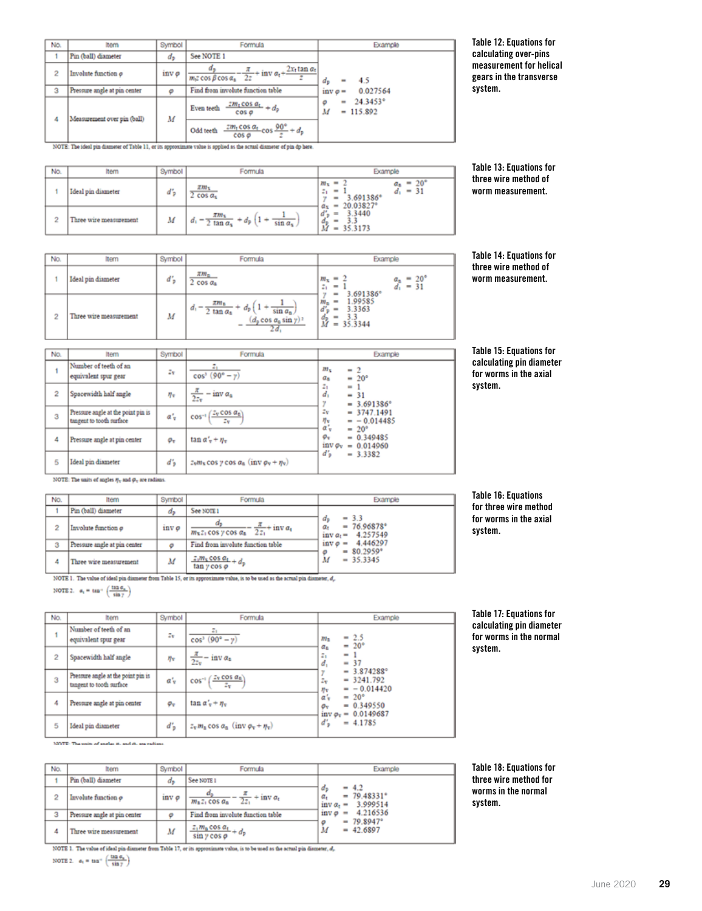**Table 12: Equations for calculating over-pins measurement for helical gears in the transverse system.**

| No. | Item | Symbol | Formula | Example |
|---|---|---|---|---|
| 1 | Pin (ball) diameter | $d_p$ | See NOTE 1 | $d_p = 4.5$ <br> $\text{inv}\,\varphi = 0.027564$ <br> $\varphi = 24.3453°$ <br> $M = 115.892$ |
| 2 | Involute function $\varphi$ | $\text{inv}\,\varphi$ | $\frac{d_p}{m_n z \cos\beta \cos\alpha_t} - \frac{\pi}{2z} + \text{inv}\,\alpha_t + \frac{2x_t \tan\alpha_t}{z}$ | |
| 3 | Pressure angle at pin center | $\varphi$ | Find from involute function table | |
| 4 | Measurement over pin (ball) | $M$ | Even teeth $\frac{z m_t \cos\alpha_t}{\cos\varphi} + d_p$ <br> Odd teeth $\frac{z m_t \cos\alpha_t}{\cos\varphi}\cos\frac{90°}{z} + d_p$ | |

NOTE: The ideal pin diameter of Table 11, or its approximate value is applied as the actual diameter of pin dp here.

**Table 13: Equations for three wire method of worm measurement.**

| No. | Item | Symbol | Formula | Example |
|---|---|---|---|---|
| 1 | Ideal pin diameter | $d'_p$ | $\frac{\pi m_x}{2\cos\alpha_x}$ | $m_x = 2$ $\alpha_n = 20°$ <br> $z_1 = 1$ $d_1 = 31$ <br> $\gamma = 3.691386°$ <br> $\alpha_x = 20.03827°$ <br> $d'_p = 3.3440$ <br> $d_p = 3.3$ <br> $M = 35.3173$ |
| 2 | Three wire measurement | $M$ | $d_1 - \frac{\pi m_x}{2\tan\alpha_x} + d_p\left(1 + \frac{1}{\sin\alpha_x}\right)$ | |

**Table 14: Equations for three wire method of worm measurement.**

| No. | Item | Symbol | Formula | Example |
|---|---|---|---|---|
| 1 | Ideal pin diameter | $d'_p$ | $\frac{\pi m_n}{2\cos\alpha_n}$ | $m_x = 2$ $\alpha_n = 20°$ <br> $z_1 = 1$ $d_1 = 31$ <br> $\gamma = 3.691386°$ <br> $m_n = 1.99585$ <br> $d'_p = 3.3363$ <br> $d_p = 3.3$ <br> $M = 35.3344$ |
| 2 | Three wire measurement | $M$ | $d_1 - \frac{\pi m_n}{2\tan\alpha_n} + d_p\left(1 + \frac{1}{\sin\alpha_n}\right) - \frac{(d_p\cos\alpha_n\sin\gamma)^2}{2d_1}$ | |

**Table 15: Equations for calculating pin diameter for worms in the axial system.**

| No. | Item | Symbol | Formula | Example |
|---|---|---|---|---|
| 1 | Number of teeth of an equivalent spur gear | $z_v$ | $\frac{z_1}{\cos^3(90° - \gamma)}$ | $m_x = 2$ <br> $\alpha_n = 20°$ <br> $z_1 = 1$ <br> $d_1 = 31$ <br> $\gamma = 3.691386°$ <br> $z_v = 3747.1491$ <br> $\eta_v = -0.014485$ <br> $\alpha'_v = 20°$ <br> $\varphi_v = 0.349485$ <br> $\text{inv}\,\varphi_v = 0.014960$ <br> $d'_p = 3.3382$ |
| 2 | Spacewidth half angle | $\eta_v$ | $\frac{\pi}{2z_v} - \text{inv}\,\alpha_n$ | |
| 3 | Pressure angle at the point pin is tangent to tooth surface | $\alpha'_v$ | $\cos^{-1}\left(\frac{z_v\cos\alpha_n}{z_v}\right)$ | |
| 4 | Pressure angle at pin center | $\varphi_v$ | $\tan\alpha'_v + \eta_v$ | |
| 5 | Ideal pin diameter | $d'_p$ | $z_v m_x \cos\gamma \cos\alpha_n (\text{inv}\,\varphi_v + \eta_v)$ | |

NOTE: The units of angles $\eta_v$ and $\varphi_v$ are radians.

**Table 16: Equations for three wire method for worms in the axial system.**

| No. | Item | Symbol | Formula | Example |
|---|---|---|---|---|
| 1 | Pin (ball) diameter | $d_p$ | See NOTE 1 | $d_p = 3.3$ <br> $\alpha_t = 76.96878°$ <br> $\text{inv}\,\alpha_t = 4.257549$ <br> $\text{inv}\,\varphi = 4.446297$ <br> $\varphi = 80.2959°$ <br> $M = 35.3345$ |
| 2 | Involute function $\varphi$ | $\text{inv}\,\varphi$ | $\frac{d_p}{m_x z_1 \cos\gamma \cos\alpha_n} - \frac{\pi}{2z_1} + \text{inv}\,\alpha_t$ | |
| 3 | Pressure angle at pin center | $\varphi$ | Find from involute function table | |
| 4 | Three wire measurement | $M$ | $\frac{z_1 m_x \cos\alpha_t}{\tan\gamma\cos\varphi} + d_p$ | |

NOTE 1. The value of ideal pin diameter from Table 15, or its approximate value, is to be used as the actual pin diameter, $d_p$.

NOTE 2. $\alpha_t = \tan^{-1}\left(\frac{\tan\alpha_n}{\sin\gamma}\right)$

**Table 17: Equations for calculating pin diameter for worms in the normal system.**

| No. | Item | Symbol | Formula | Example |
|---|---|---|---|---|
| 1 | Number of teeth of an equivalent spur gear | $z_v$ | $\frac{z_1}{\cos^3(90° - \gamma)}$ | $m_n = 2.5$ <br> $\alpha_n = 20°$ <br> $z_1 = 1$ <br> $d_1 = 37$ <br> $\gamma = 3.874288°$ <br> $z_v = 3241.792$ <br> $\eta_v = -0.014420$ <br> $\alpha'_v = 20°$ <br> $\varphi_v = 0.349550$ <br> $\text{inv}\,\varphi_v = 0.0149687$ <br> $d'_p = 4.1785$ |
| 2 | Spacewidth half angle | $\eta_v$ | $\frac{\pi}{2z_v} - \text{inv}\,\alpha_n$ | |
| 3 | Pressure angle at the point pin is tangent to tooth surface | $\alpha'_v$ | $\cos^{-1}\left(\frac{z_v\cos\alpha_n}{z_v}\right)$ | |
| 4 | Pressure angle at pin center | $\varphi_v$ | $\tan\alpha'_v + \eta_v$ | |
| 5 | Ideal pin diameter | $d'_p$ | $z_v m_n \cos\alpha_n (\text{inv}\,\varphi_v + \eta_v)$ | |

NOTE: The units of angles $\eta_v$ and $\varphi_v$ are radians.

**Table 18: Equations for three wire method for worms in the normal system.**

| No. | Item | Symbol | Formula | Example |
|---|---|---|---|---|
| 1 | Pin (ball) diameter | $d_p$ | See NOTE 1 | $d_p = 4.2$ <br> $\alpha_t = 79.48331°$ <br> $\text{inv}\,\alpha_t = 3.999514$ <br> $\text{inv}\,\varphi = 4.216536$ <br> $\varphi = 79.8947°$ <br> $M = 42.6897$ |
| 2 | Involute function $\varphi$ | $\text{inv}\,\varphi$ | $\frac{d_p}{m_n z_1 \cos\alpha_n} - \frac{\pi}{2z_1} + \text{inv}\,\alpha_t$ | |
| 3 | Pressure angle at pin center | $\varphi$ | Find from involute function table | |
| 4 | Three wire measurement | $M$ | $\frac{z_1 m_n \cos\alpha_t}{\sin\gamma\cos\varphi} + d_p$ | |

NOTE 1. The value of ideal pin diameter from Table 17, or its approximate value, is to be used as the actual pin diameter, $d_p$.

NOTE 2. $\alpha_t = \tan^{-1}\left(\frac{\tan\alpha_n}{\sin\gamma}\right)$